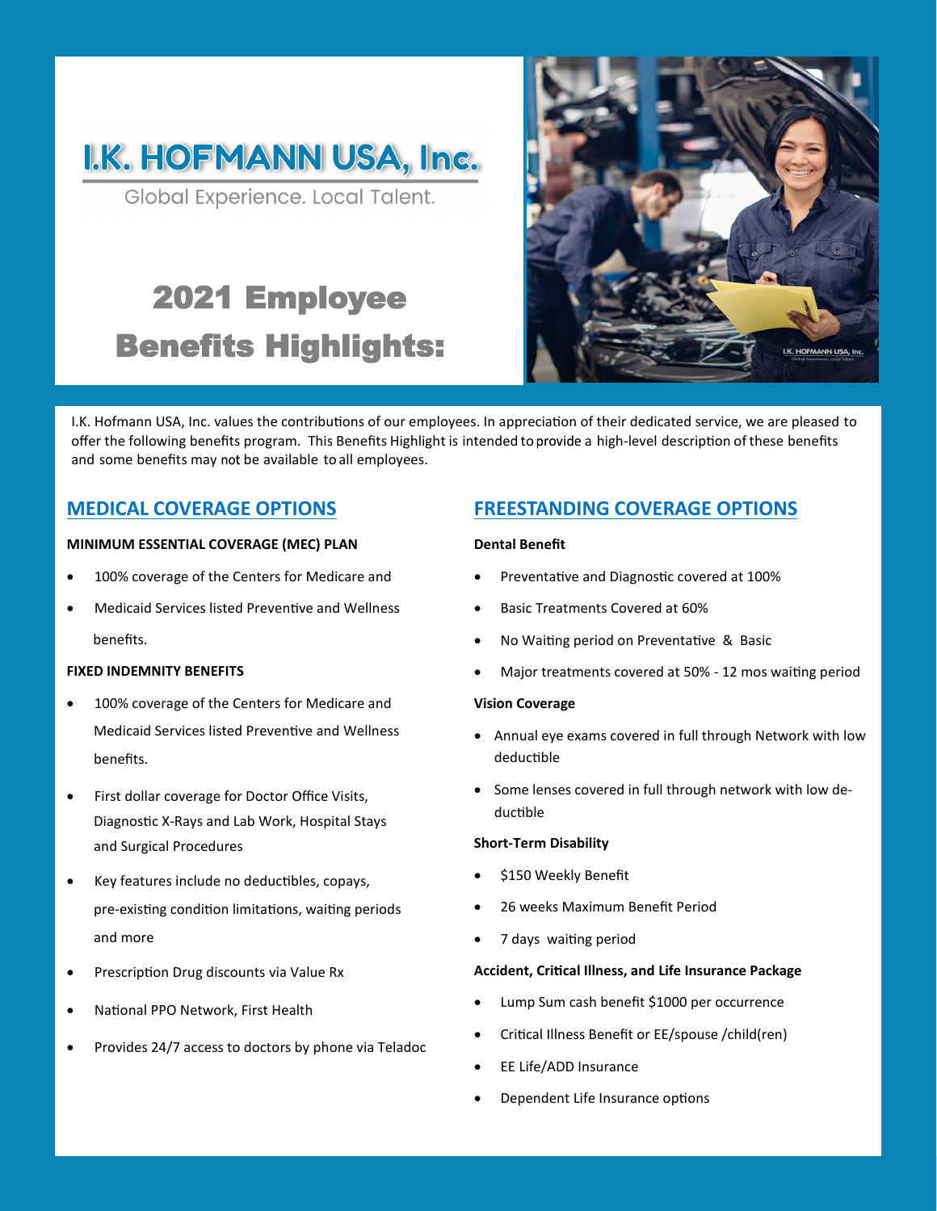# I.K. HOFMANN USA, Inc.

Global Experience. Local Talent.

# 2021 Employee Benefits Highlights:

I.K. Hofmann USA, Inc. values the contributions of our employees. In appreciation of their dedicated service, we are pleased to offer the following benefits program. This Benefits Highlight is intended to provide a high-level description of these benefits and some benefits may not be available to all employees.

## MEDICAL COVERAGE OPTIONS

**MINIMUM ESSENTIAL COVERAGE (MEC) PLAN**

- 100% coverage of the Centers for Medicare and
- Medicaid Services listed Preventive and Wellness benefits.

**FIXED INDEMNITY BENEFITS**

- 100% coverage of the Centers for Medicare and Medicaid Services listed Preventive and Wellness benefits.
- First dollar coverage for Doctor Office Visits, Diagnostic X-Rays and Lab Work, Hospital Stays and Surgical Procedures
- Key features include no deductibles, copays, pre-existing condition limitations, waiting periods and more
- Prescription Drug discounts via Value Rx
- National PPO Network, First Health
- Provides 24/7 access to doctors by phone via Teladoc

## FREESTANDING COVERAGE OPTIONS

**Dental Benefit**

- Preventative and Diagnostic covered at 100%
- Basic Treatments Covered at 60%
- No Waiting period on Preventative & Basic
- Major treatments covered at 50% - 12 mos waiting period

**Vision Coverage**

- Annual eye exams covered in full through Network with low deductible
- Some lenses covered in full through network with low deductible

**Short-Term Disability**

- $150 Weekly Benefit
- 26 weeks Maximum Benefit Period
- 7 days waiting period

**Accident, Critical Illness, and Life Insurance Package**

- Lump Sum cash benefit $1000 per occurrence
- Critical Illness Benefit or EE/spouse /child(ren)
- EE Life/ADD Insurance
- Dependent Life Insurance options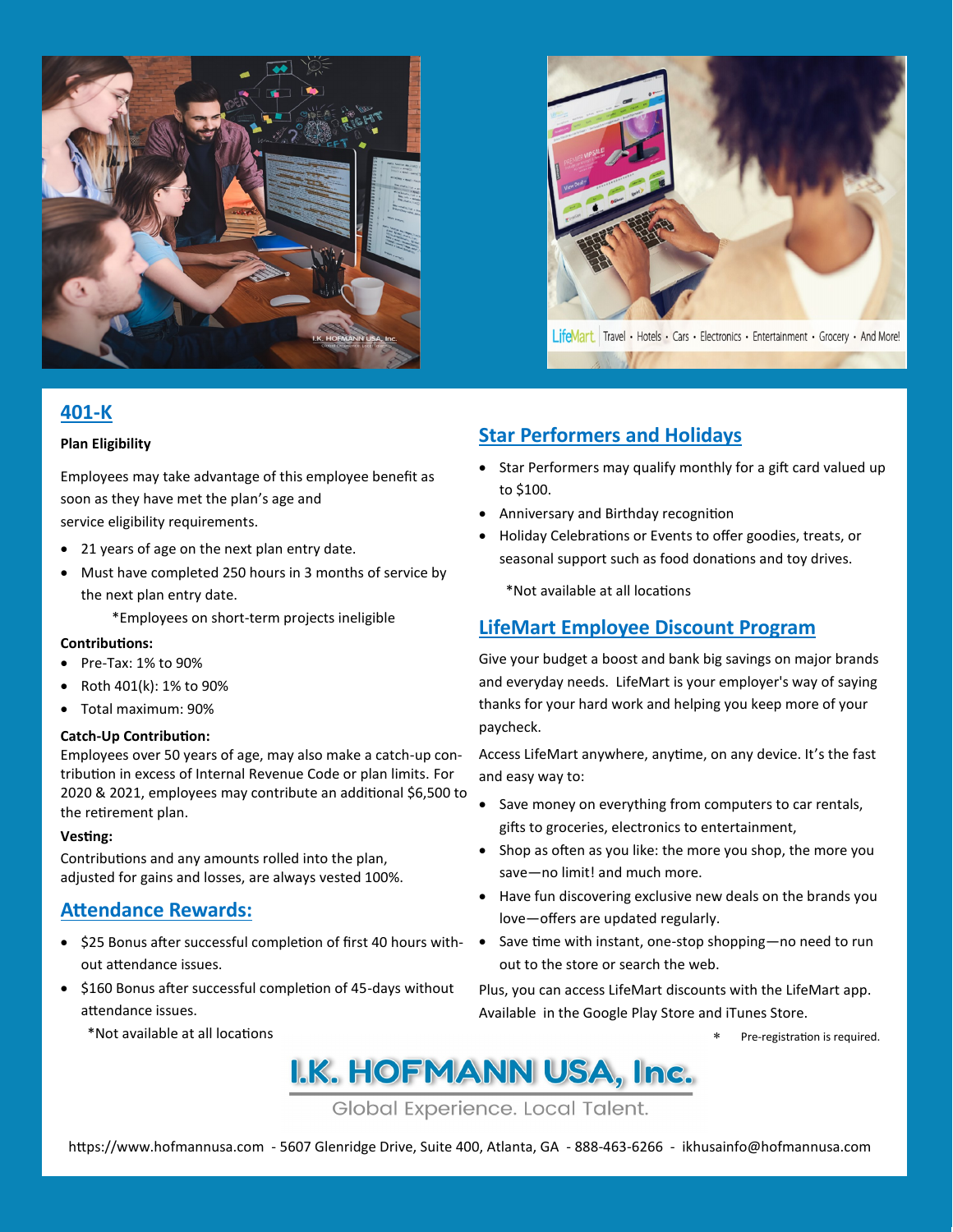## 401-K

**Plan Eligibility**

Employees may take advantage of this employee benefit as soon as they have met the plan's age and service eligibility requirements.

- 21 years of age on the next plan entry date.
- Must have completed 250 hours in 3 months of service by the next plan entry date.

*Employees on short-term projects ineligible

**Contributions:**

- Pre-Tax: 1% to 90%
- Roth 401(k): 1% to 90%
- Total maximum: 90%

**Catch-Up Contribution:**

Employees over 50 years of age, may also make a catch-up contribution in excess of Internal Revenue Code or plan limits. For 2020 & 2021, employees may contribute an additional $6,500 to the retirement plan.

**Vesting:**

Contributions and any amounts rolled into the plan, adjusted for gains and losses, are always vested 100%.

## Attendance Rewards:

- $25 Bonus after successful completion of first 40 hours without attendance issues.
- $160 Bonus after successful completion of 45-days without attendance issues.

*Not available at all locations

## Star Performers and Holidays

- Star Performers may qualify monthly for a gift card valued up to $100.
- Anniversary and Birthday recognition
- Holiday Celebrations or Events to offer goodies, treats, or seasonal support such as food donations and toy drives.

*Not available at all locations

## LifeMart Employee Discount Program

Give your budget a boost and bank big savings on major brands and everyday needs. LifeMart is your employer's way of saying thanks for your hard work and helping you keep more of your paycheck.

Access LifeMart anywhere, anytime, on any device. It's the fast and easy way to:

- Save money on everything from computers to car rentals, gifts to groceries, electronics to entertainment,
- Shop as often as you like: the more you shop, the more you save—no limit! and much more.
- Have fun discovering exclusive new deals on the brands you love—offers are updated regularly.
- Save time with instant, one-stop shopping—no need to run out to the store or search the web.

Plus, you can access LifeMart discounts with the LifeMart app. Available in the Google Play Store and iTunes Store.

* Pre-registration is required.

LifeMart Travel • Hotels • Cars • Electronics • Entertainment • Grocery • And More!

# I.K. HOFMANN USA, Inc.

Global Experience. Local Talent.

https://www.hofmannusa.com - 5607 Glenridge Drive, Suite 400, Atlanta, GA - 888-463-6266 - ikhusainfo@hofmannusa.com